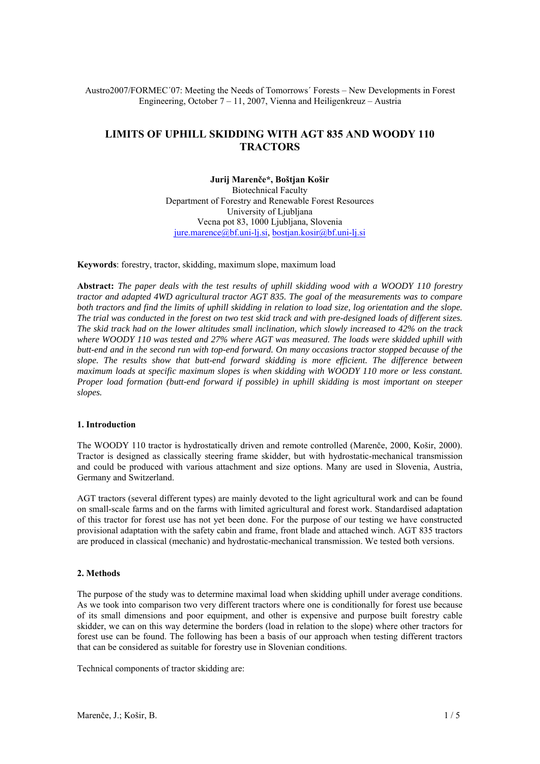Austro2007/FORMEC´07: Meeting the Needs of Tomorrows´ Forests – New Developments in Forest Engineering, October 7 – 11, 2007, Vienna and Heiligenkreuz – Austria

# LIMITS OF UPHILL SKIDDING WITH AGT 835 AND WOODY 110 TRACTORS

**Jurij Marenče*, Boštjan Košir**
Biotechnical Faculty
Department of Forestry and Renewable Forest Resources
University of Ljubljana
Vecna pot 83, 1000 Ljubljana, Slovenia
jure.marence@bf.uni-lj.si, bostjan.kosir@bf.uni-lj.si

**Keywords**: forestry, tractor, skidding, maximum slope, maximum load

**Abstract:** *The paper deals with the test results of uphill skidding wood with a WOODY 110 forestry tractor and adapted 4WD agricultural tractor AGT 835. The goal of the measurements was to compare both tractors and find the limits of uphill skidding in relation to load size, log orientation and the slope. The trial was conducted in the forest on two test skid track and with pre-designed loads of different sizes. The skid track had on the lower altitudes small inclination, which slowly increased to 42% on the track where WOODY 110 was tested and 27% where AGT was measured. The loads were skidded uphill with butt-end and in the second run with top-end forward. On many occasions tractor stopped because of the slope. The results show that butt-end forward skidding is more efficient. The difference between maximum loads at specific maximum slopes is when skidding with WOODY 110 more or less constant. Proper load formation (butt-end forward if possible) in uphill skidding is most important on steeper slopes.*

## 1. Introduction

The WOODY 110 tractor is hydrostatically driven and remote controlled (Marenče, 2000, Košir, 2000). Tractor is designed as classically steering frame skidder, but with hydrostatic-mechanical transmission and could be produced with various attachment and size options. Many are used in Slovenia, Austria, Germany and Switzerland.

AGT tractors (several different types) are mainly devoted to the light agricultural work and can be found on small-scale farms and on the farms with limited agricultural and forest work. Standardised adaptation of this tractor for forest use has not yet been done. For the purpose of our testing we have constructed provisional adaptation with the safety cabin and frame, front blade and attached winch. AGT 835 tractors are produced in classical (mechanic) and hydrostatic-mechanical transmission. We tested both versions.

## 2. Methods

The purpose of the study was to determine maximal load when skidding uphill under average conditions. As we took into comparison two very different tractors where one is conditionally for forest use because of its small dimensions and poor equipment, and other is expensive and purpose built forestry cable skidder, we can on this way determine the borders (load in relation to the slope) where other tractors for forest use can be found. The following has been a basis of our approach when testing different tractors that can be considered as suitable for forestry use in Slovenian conditions.

Technical components of tractor skidding are: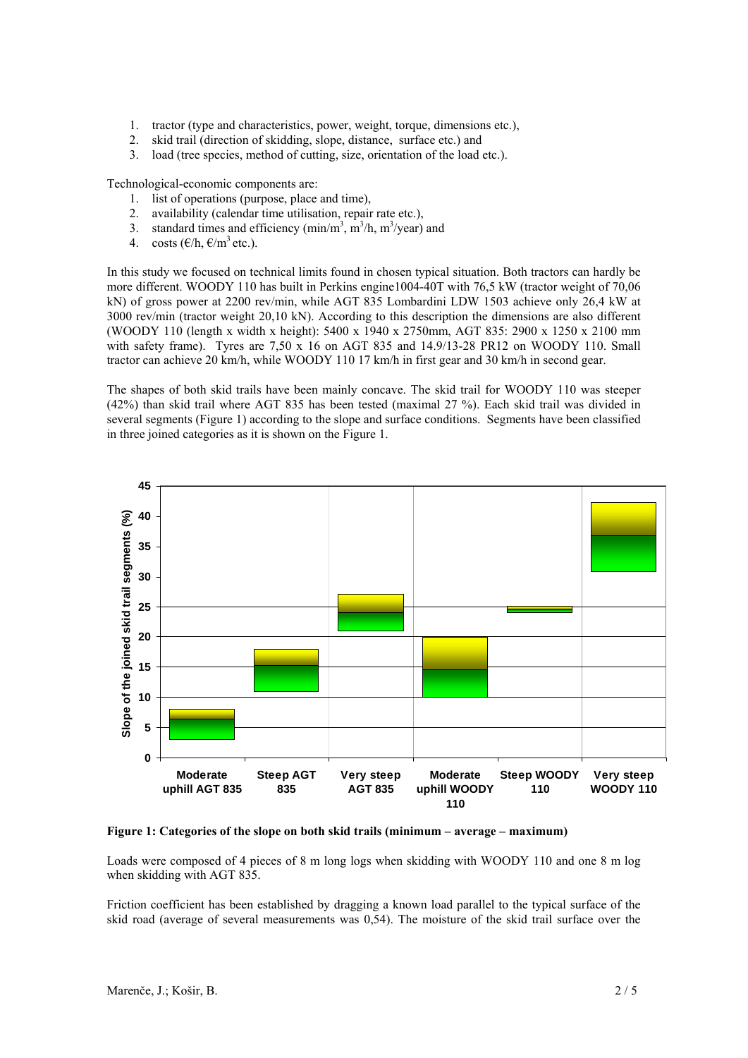1. tractor (type and characteristics, power, weight, torque, dimensions etc.),
2. skid trail (direction of skidding, slope, distance, surface etc.) and
3. load (tree species, method of cutting, size, orientation of the load etc.).

Technological-economic components are:

1. list of operations (purpose, place and time),
2. availability (calendar time utilisation, repair rate etc.),
3. standard times and efficiency (min/m$^3$, m$^3$/h, m$^3$/year) and
4. costs (€/h, €/m$^3$ etc.).

In this study we focused on technical limits found in chosen typical situation. Both tractors can hardly be more different. WOODY 110 has built in Perkins engine1004-40T with 76,5 kW (tractor weight of 70,06 kN) of gross power at 2200 rev/min, while AGT 835 Lombardini LDW 1503 achieve only 26,4 kW at 3000 rev/min (tractor weight 20,10 kN). According to this description the dimensions are also different (WOODY 110 (length x width x height): 5400 x 1940 x 2750mm, AGT 835: 2900 x 1250 x 2100 mm with safety frame). Tyres are 7,50 x 16 on AGT 835 and 14.9/13-28 PR12 on WOODY 110. Small tractor can achieve 20 km/h, while WOODY 110 17 km/h in first gear and 30 km/h in second gear.

The shapes of both skid trails have been mainly concave. The skid trail for WOODY 110 was steeper (42%) than skid trail where AGT 835 has been tested (maximal 27 %). Each skid trail was divided in several segments (Figure 1) according to the slope and surface conditions. Segments have been classified in three joined categories as it is shown on the Figure 1.

**Figure 1: Categories of the slope on both skid trails (minimum – average – maximum)**

Loads were composed of 4 pieces of 8 m long logs when skidding with WOODY 110 and one 8 m log when skidding with AGT 835.

Friction coefficient has been established by dragging a known load parallel to the typical surface of the skid road (average of several measurements was 0,54). The moisture of the skid trail surface over the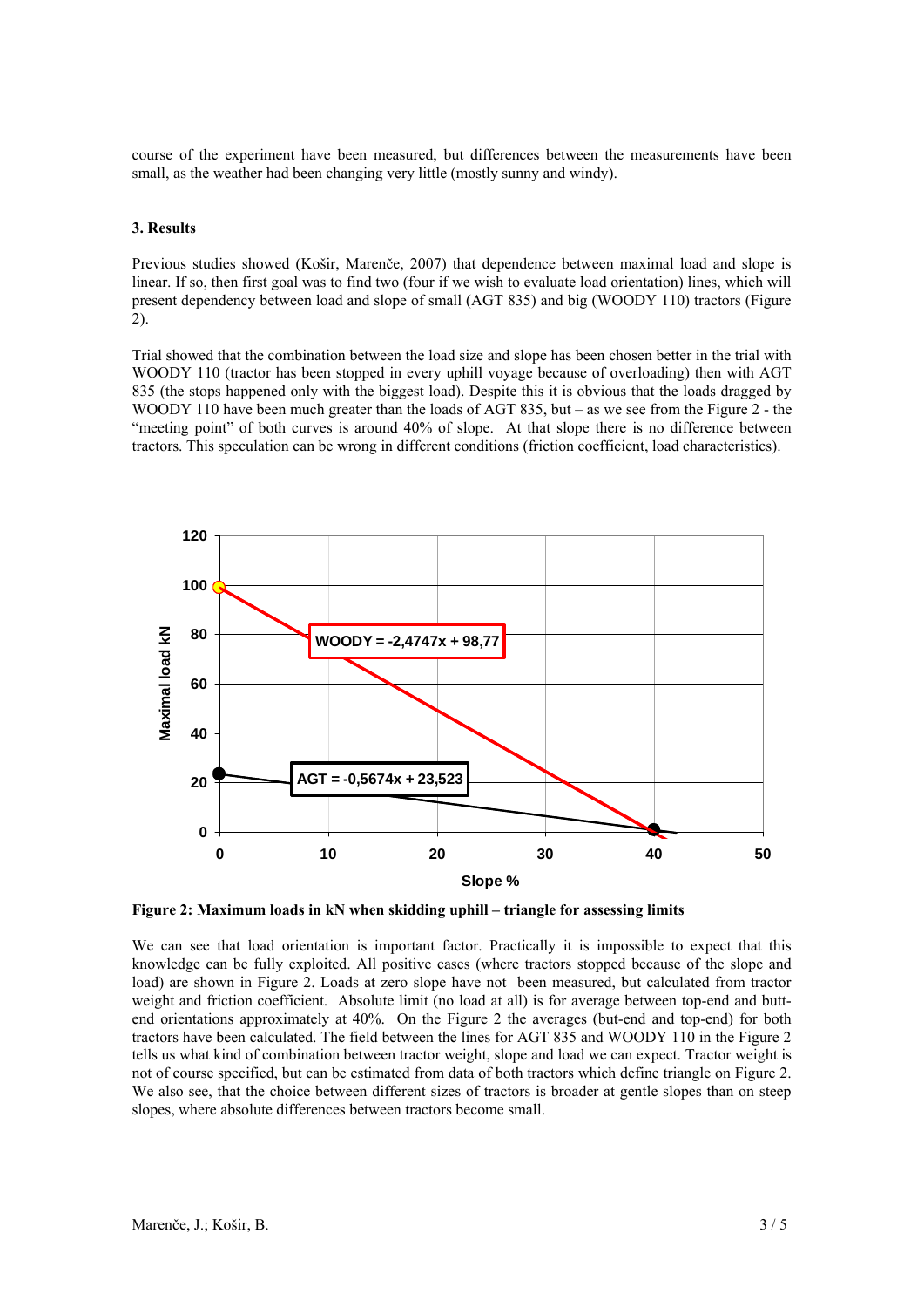course of the experiment have been measured, but differences between the measurements have been small, as the weather had been changing very little (mostly sunny and windy).

### 3. Results

Previous studies showed (Košir, Marenče, 2007) that dependence between maximal load and slope is linear. If so, then first goal was to find two (four if we wish to evaluate load orientation) lines, which will present dependency between load and slope of small (AGT 835) and big (WOODY 110) tractors (Figure 2).

Trial showed that the combination between the load size and slope has been chosen better in the trial with WOODY 110 (tractor has been stopped in every uphill voyage because of overloading) then with AGT 835 (the stops happened only with the biggest load). Despite this it is obvious that the loads dragged by WOODY 110 have been much greater than the loads of AGT 835, but – as we see from the Figure 2 - the "meeting point" of both curves is around 40% of slope. At that slope there is no difference between tractors. This speculation can be wrong in different conditions (friction coefficient, load characteristics).

**Figure 2: Maximum loads in kN when skidding uphill – triangle for assessing limits**

We can see that load orientation is important factor. Practically it is impossible to expect that this knowledge can be fully exploited. All positive cases (where tractors stopped because of the slope and load) are shown in Figure 2. Loads at zero slope have not been measured, but calculated from tractor weight and friction coefficient. Absolute limit (no load at all) is for average between top-end and butt-end orientations approximately at 40%. On the Figure 2 the averages (but-end and top-end) for both tractors have been calculated. The field between the lines for AGT 835 and WOODY 110 in the Figure 2 tells us what kind of combination between tractor weight, slope and load we can expect. Tractor weight is not of course specified, but can be estimated from data of both tractors which define triangle on Figure 2. We also see, that the choice between different sizes of tractors is broader at gentle slopes than on steep slopes, where absolute differences between tractors become small.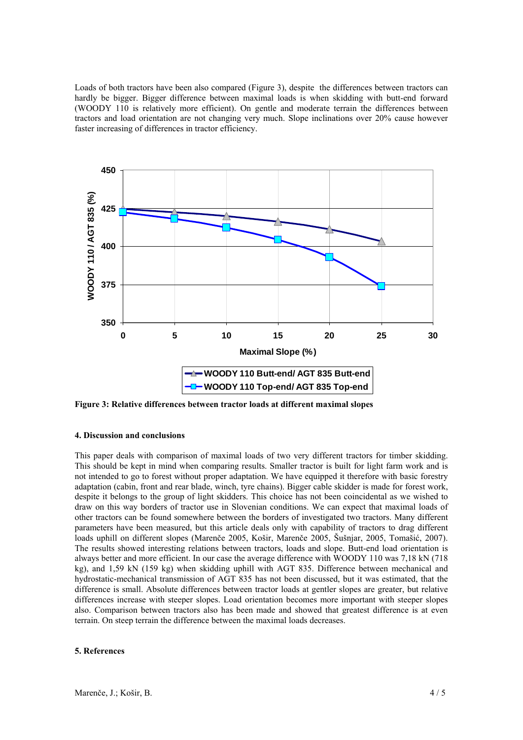Loads of both tractors have been also compared (Figure 3), despite the differences between tractors can hardly be bigger. Bigger difference between maximal loads is when skidding with butt-end forward (WOODY 110 is relatively more efficient). On gentle and moderate terrain the differences between tractors and load orientation are not changing very much. Slope inclinations over 20% cause however faster increasing of differences in tractor efficiency.

**Figure 3: Relative differences between tractor loads at different maximal slopes**

### 4. Discussion and conclusions

This paper deals with comparison of maximal loads of two very different tractors for timber skidding. This should be kept in mind when comparing results. Smaller tractor is built for light farm work and is not intended to go to forest without proper adaptation. We have equipped it therefore with basic forestry adaptation (cabin, front and rear blade, winch, tyre chains). Bigger cable skidder is made for forest work, despite it belongs to the group of light skidders. This choice has not been coincidental as we wished to draw on this way borders of tractor use in Slovenian conditions. We can expect that maximal loads of other tractors can be found somewhere between the borders of investigated two tractors. Many different parameters have been measured, but this article deals only with capability of tractors to drag different loads uphill on different slopes (Marenče 2005, Košir, Marenče 2005, Šušnjar, 2005, Tomašić, 2007). The results showed interesting relations between tractors, loads and slope. Butt-end load orientation is always better and more efficient. In our case the average difference with WOODY 110 was 7,18 kN (718 kg), and 1,59 kN (159 kg) when skidding uphill with AGT 835. Difference between mechanical and hydrostatic-mechanical transmission of AGT 835 has not been discussed, but it was estimated, that the difference is small. Absolute differences between tractor loads at gentler slopes are greater, but relative differences increase with steeper slopes. Load orientation becomes more important with steeper slopes also. Comparison between tractors also has been made and showed that greatest difference is at even terrain. On steep terrain the difference between the maximal loads decreases.

### 5. References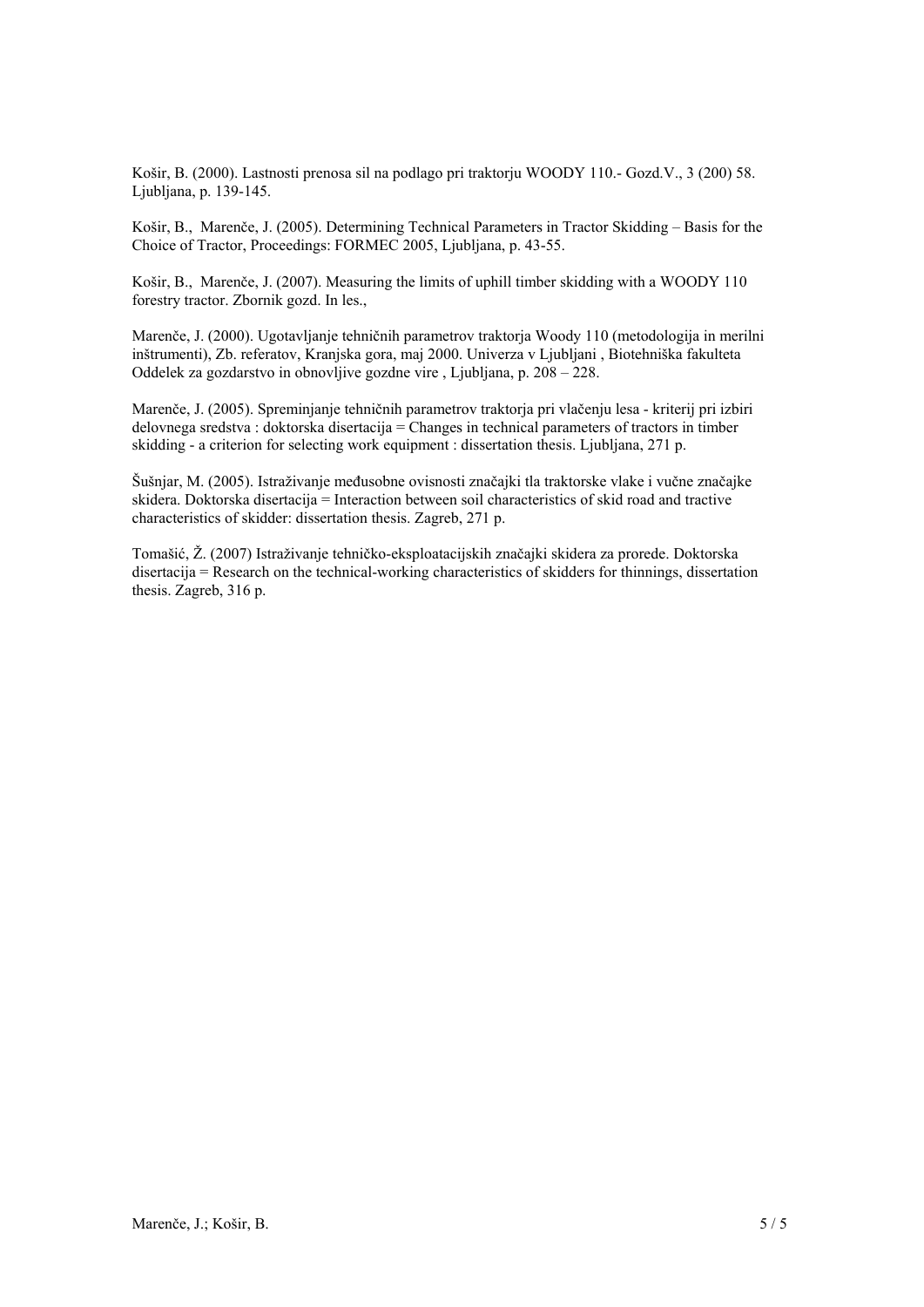Košir, B. (2000). Lastnosti prenosa sil na podlago pri traktorju WOODY 110.- Gozd.V., 3 (200) 58. Ljubljana, p. 139-145.

Košir, B., Marenče, J. (2005). Determining Technical Parameters in Tractor Skidding – Basis for the Choice of Tractor, Proceedings: FORMEC 2005, Ljubljana, p. 43-55.

Košir, B., Marenče, J. (2007). Measuring the limits of uphill timber skidding with a WOODY 110 forestry tractor. Zbornik gozd. In les.,

Marenče, J. (2000). Ugotavljanje tehničnih parametrov traktorja Woody 110 (metodologija in merilni inštrumenti), Zb. referatov, Kranjska gora, maj 2000. Univerza v Ljubljani , Biotehniška fakulteta Oddelek za gozdarstvo in obnovljive gozdne vire , Ljubljana, p. 208 – 228.

Marenče, J. (2005). Spreminjanje tehničnih parametrov traktorja pri vlačenju lesa - kriterij pri izbiri delovnega sredstva : doktorska disertacija = Changes in technical parameters of tractors in timber skidding - a criterion for selecting work equipment : dissertation thesis. Ljubljana, 271 p.

Šušnjar, M. (2005). Istraživanje međusobne ovisnosti značajki tla traktorske vlake i vučne značajke skidera. Doktorska disertacija = Interaction between soil characteristics of skid road and tractive characteristics of skidder: dissertation thesis. Zagreb, 271 p.

Tomašić, Ž. (2007) Istraživanje tehničko-eksploatacijskih značajki skidera za prorede. Doktorska disertacija = Research on the technical-working characteristics of skidders for thinnings, dissertation thesis. Zagreb, 316 p.